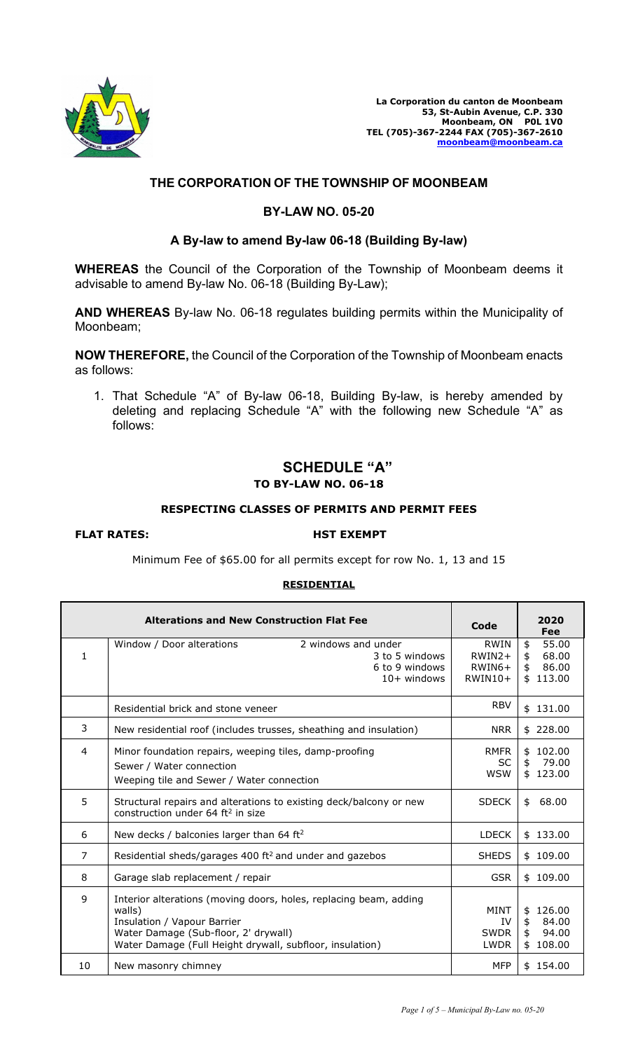La Corporation du canton de Moonbeam
53, St-Aubin Avenue, C.P. 330
Moonbeam, ON P0L 1V0
TEL (705)-367-2244 FAX (705)-367-2610
moonbeam@moonbeam.ca

## THE CORPORATION OF THE TOWNSHIP OF MOONBEAM

## BY-LAW NO. 05-20

### A By-law to amend By-law 06-18 (Building By-law)

**WHEREAS** the Council of the Corporation of the Township of Moonbeam deems it advisable to amend By-law No. 06-18 (Building By-Law);

**AND WHEREAS** By-law No. 06-18 regulates building permits within the Municipality of Moonbeam;

**NOW THEREFORE,** the Council of the Corporation of the Township of Moonbeam enacts as follows:

1. That Schedule "A" of By-law 06-18, Building By-law, is hereby amended by deleting and replacing Schedule "A" with the following new Schedule "A" as follows:

# SCHEDULE "A"

## TO BY-LAW NO. 06-18

### RESPECTING CLASSES OF PERMITS AND PERMIT FEES

**FLAT RATES:** **HST EXEMPT**

Minimum Fee of $65.00 for all permits except for row No. 1, 13 and 15

**RESIDENTIAL**

| | Alterations and New Construction Flat Fee | | Code | 2020 Fee |
|---|---|---|---|---|
| 1 | Window / Door alterations | 2 windows and under<br>3 to 5 windows<br>6 to 9 windows<br>10+ windows | RWIN<br>RWIN2+<br>RWIN6+<br>RWIN10+ | $ 55.00<br>$ 68.00<br>$ 86.00<br>$ 113.00 |
| | Residential brick and stone veneer | | RBV | $ 131.00 |
| 3 | New residential roof (includes trusses, sheathing and insulation) | | NRR | $ 228.00 |
| 4 | Minor foundation repairs, weeping tiles, damp-proofing<br>Sewer / Water connection<br>Weeping tile and Sewer / Water connection | | RMFR<br>SC<br>WSW | $ 102.00<br>$ 79.00<br>$ 123.00 |
| 5 | Structural repairs and alterations to existing deck/balcony or new construction under 64 ft² in size | | SDECK | $ 68.00 |
| 6 | New decks / balconies larger than 64 ft² | | LDECK | $ 133.00 |
| 7 | Residential sheds/garages 400 ft² and under and gazebos | | SHEDS | $ 109.00 |
| 8 | Garage slab replacement / repair | | GSR | $ 109.00 |
| 9 | Interior alterations (moving doors, holes, replacing beam, adding walls)<br>Insulation / Vapour Barrier<br>Water Damage (Sub-floor, 2' drywall)<br>Water Damage (Full Height drywall, subfloor, insulation) | | MINT<br>IV<br>SWDR<br>LWDR | $ 126.00<br>$ 84.00<br>$ 94.00<br>$ 108.00 |
| 10 | New masonry chimney | | MFP | $ 154.00 |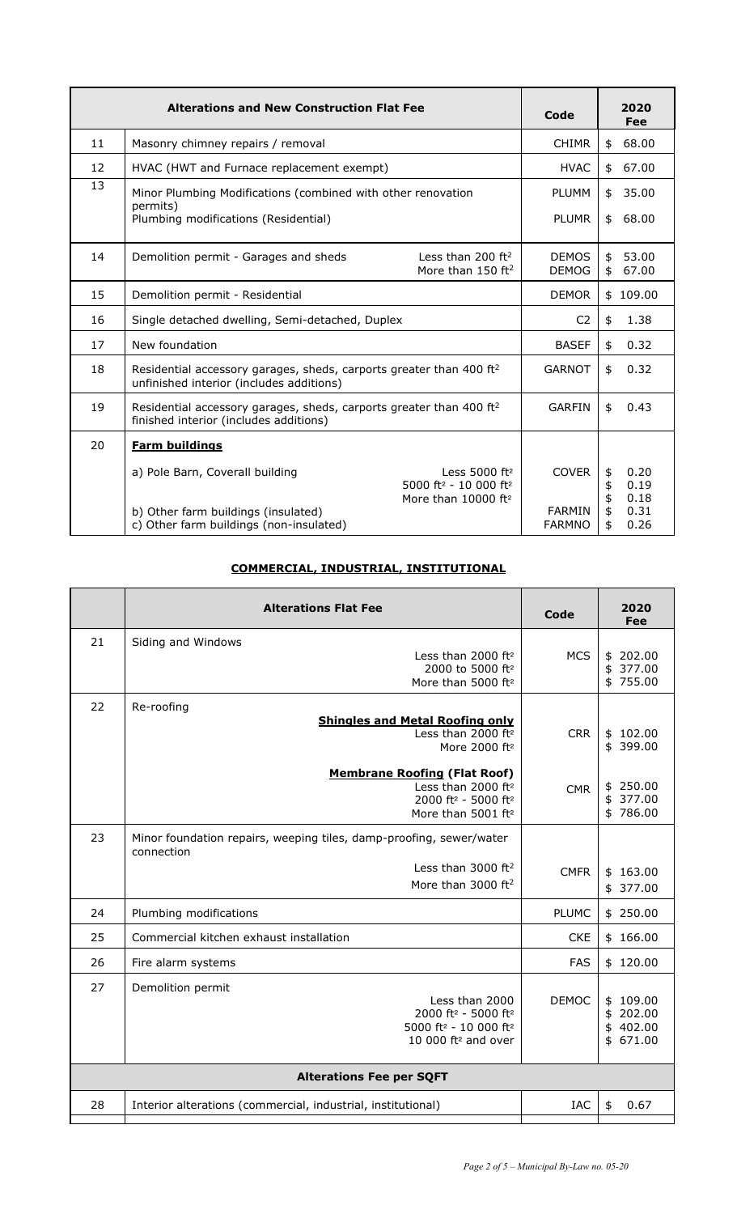| | Alterations and New Construction Flat Fee | | Code | 2020 Fee |
|---|---|---|---|---|
| 11 | Masonry chimney repairs / removal | | CHIMR | $ 68.00 |
| 12 | HVAC (HWT and Furnace replacement exempt) | | HVAC | $ 67.00 |
| 13 | Minor Plumbing Modifications (combined with other renovation permits) | | PLUMM | $ 35.00 |
| | Plumbing modifications (Residential) | | PLUMR | $ 68.00 |
| 14 | Demolition permit - Garages and sheds | Less than 200 ft² | DEMOS | $ 53.00 |
| | | More than 150 ft² | DEMOG | $ 67.00 |
| 15 | Demolition permit - Residential | | DEMOR | $ 109.00 |
| 16 | Single detached dwelling, Semi-detached, Duplex | | C2 | $ 1.38 |
| 17 | New foundation | | BASEF | $ 0.32 |
| 18 | Residential accessory garages, sheds, carports greater than 400 ft² unfinished interior (includes additions) | | GARNOT | $ 0.32 |
| 19 | Residential accessory garages, sheds, carports greater than 400 ft² finished interior (includes additions) | | GARFIN | $ 0.43 |
| 20 | **Farm buildings** | | | |
| | a) Pole Barn, Coverall building | Less 5000 ft² | COVER | $ 0.20 |
| | | 5000 ft² - 10 000 ft² | | $ 0.19 |
| | | More than 10000 ft² | | $ 0.18 |
| | b) Other farm buildings (insulated) | | FARMIN | $ 0.31 |
| | c) Other farm buildings (non-insulated) | | FARMNO | $ 0.26 |

## COMMERCIAL, INDUSTRIAL, INSTITUTIONAL

| | Alterations Flat Fee | | Code | 2020 Fee |
|---|---|---|---|---|
| 21 | Siding and Windows | Less than 2000 ft² | MCS | $ 202.00 |
| | | 2000 to 5000 ft² | | $ 377.00 |
| | | More than 5000 ft² | | $ 755.00 |
| 22 | Re-roofing | **Shingles and Metal Roofing only** | | |
| | | Less than 2000 ft² | CRR | $ 102.00 |
| | | More 2000 ft² | | $ 399.00 |
| | | **Membrane Roofing (Flat Roof)** | | |
| | | Less than 2000 ft² | CMR | $ 250.00 |
| | | 2000 ft² - 5000 ft² | | $ 377.00 |
| | | More than 5001 ft² | | $ 786.00 |
| 23 | Minor foundation repairs, weeping tiles, damp-proofing, sewer/water connection | Less than 3000 ft² | CMFR | $ 163.00 |
| | | More than 3000 ft² | | $ 377.00 |
| 24 | Plumbing modifications | | PLUMC | $ 250.00 |
| 25 | Commercial kitchen exhaust installation | | CKE | $ 166.00 |
| 26 | Fire alarm systems | | FAS | $ 120.00 |
| 27 | Demolition permit | Less than 2000 | DEMOC | $ 109.00 |
| | | 2000 ft² - 5000 ft² | | $ 202.00 |
| | | 5000 ft² - 10 000 ft² | | $ 402.00 |
| | | 10 000 ft² and over | | $ 671.00 |
| | **Alterations Fee per SQFT** | | | |
| 28 | Interior alterations (commercial, industrial, institutional) | | IAC | $ 0.67 |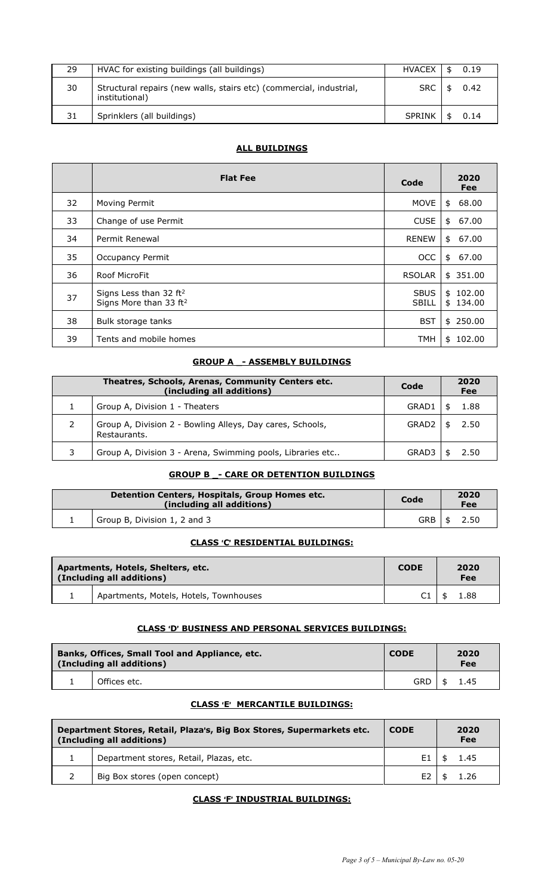| | | | |
|---|---|---|---|
| 29 | HVAC for existing buildings (all buildings) | HVACEX | $ 0.19 |
| 30 | Structural repairs (new walls, stairs etc) (commercial, industrial, institutional) | SRC | $ 0.42 |
| 31 | Sprinklers (all buildings) | SPRINK | $ 0.14 |

## ALL BUILDINGS

| | Flat Fee | Code | 2020 Fee |
|---|---|---|---|
| 32 | Moving Permit | MOVE | $ 68.00 |
| 33 | Change of use Permit | CUSE | $ 67.00 |
| 34 | Permit Renewal | RENEW | $ 67.00 |
| 35 | Occupancy Permit | OCC | $ 67.00 |
| 36 | Roof MicroFit | RSOLAR | $ 351.00 |
| 37 | Signs Less than 32 ft$^2$<br>Signs More than 33 ft$^2$ | SBUS<br>SBILL | $ 102.00<br>$ 134.00 |
| 38 | Bulk storage tanks | BST | $ 250.00 |
| 39 | Tents and mobile homes | TMH | $ 102.00 |

## GROUP A - ASSEMBLY BUILDINGS

| | Theatres, Schools, Arenas, Community Centers etc. (including all additions) | Code | 2020 Fee |
|---|---|---|---|
| 1 | Group A, Division 1 - Theaters | GRAD1 | $ 1.88 |
| 2 | Group A, Division 2 - Bowling Alleys, Day cares, Schools, Restaurants. | GRAD2 | $ 2.50 |
| 3 | Group A, Division 3 - Arena, Swimming pools, Libraries etc.. | GRAD3 | $ 2.50 |

## GROUP B _- CARE OR DETENTION BUILDINGS

| | Detention Centers, Hospitals, Group Homes etc. (including all additions) | Code | 2020 Fee |
|---|---|---|---|
| 1 | Group B, Division 1, 2 and 3 | GRB | $ 2.50 |

## CLASS 'C' RESIDENTIAL BUILDINGS:

| | Apartments, Hotels, Shelters, etc. (Including all additions) | CODE | 2020 Fee |
|---|---|---|---|
| 1 | Apartments, Motels, Hotels, Townhouses | C1 | $ 1.88 |

## CLASS 'D' BUSINESS AND PERSONAL SERVICES BUILDINGS:

| | Banks, Offices, Small Tool and Appliance, etc. (Including all additions) | CODE | 2020 Fee |
|---|---|---|---|
| 1 | Offices etc. | GRD | $ 1.45 |

## CLASS 'E' MERCANTILE BUILDINGS:

| | Department Stores, Retail, Plaza's, Big Box Stores, Supermarkets etc. (Including all additions) | CODE | 2020 Fee |
|---|---|---|---|
| 1 | Department stores, Retail, Plazas, etc. | E1 | $ 1.45 |
| 2 | Big Box stores (open concept) | E2 | $ 1.26 |

## CLASS 'F' INDUSTRIAL BUILDINGS: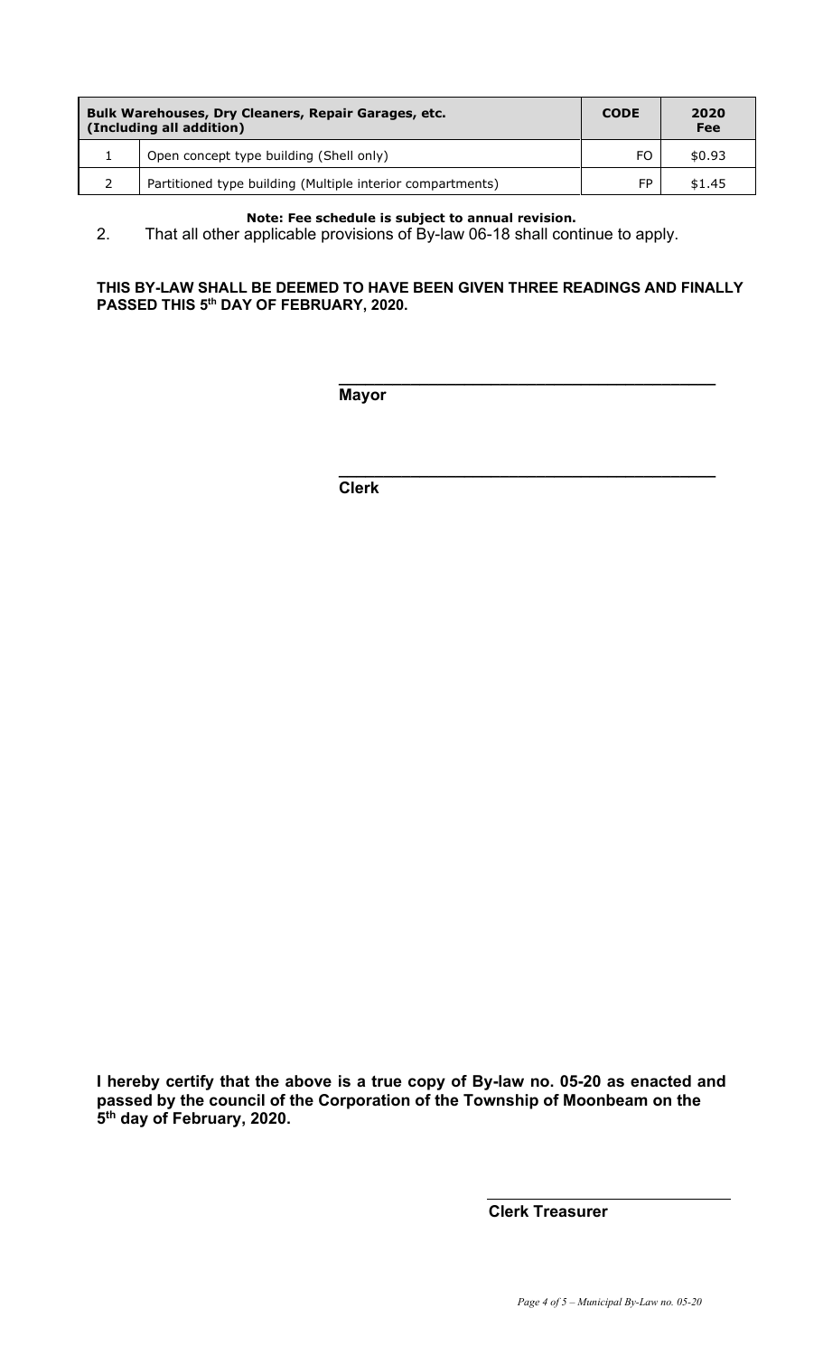| | Bulk Warehouses, Dry Cleaners, Repair Garages, etc. (Including all addition) | CODE | 2020 Fee |
|---|---|---|---|
| 1 | Open concept type building (Shell only) | FO | $0.93 |
| 2 | Partitioned type building (Multiple interior compartments) | FP | $1.45 |

**Note: Fee schedule is subject to annual revision.**

2. That all other applicable provisions of By-law 06-18 shall continue to apply.

**THIS BY-LAW SHALL BE DEEMED TO HAVE BEEN GIVEN THREE READINGS AND FINALLY PASSED THIS 5th DAY OF FEBRUARY, 2020.**

\_\_\_\_\_\_\_\_\_\_\_\_\_\_\_\_\_\_\_\_\_\_\_\_\_\_\_\_\_\_\_\_\_\_\_\_\_\_\_\_
**Mayor**

\_\_\_\_\_\_\_\_\_\_\_\_\_\_\_\_\_\_\_\_\_\_\_\_\_\_\_\_\_\_\_\_\_\_\_\_\_\_\_\_
**Clerk**

**I hereby certify that the above is a true copy of By-law no. 05-20 as enacted and passed by the council of the Corporation of the Township of Moonbeam on the 5th day of February, 2020.**

\_\_\_\_\_\_\_\_\_\_\_\_\_\_\_\_\_\_\_\_\_\_\_\_\_\_\_\_\_\_
**Clerk Treasurer**